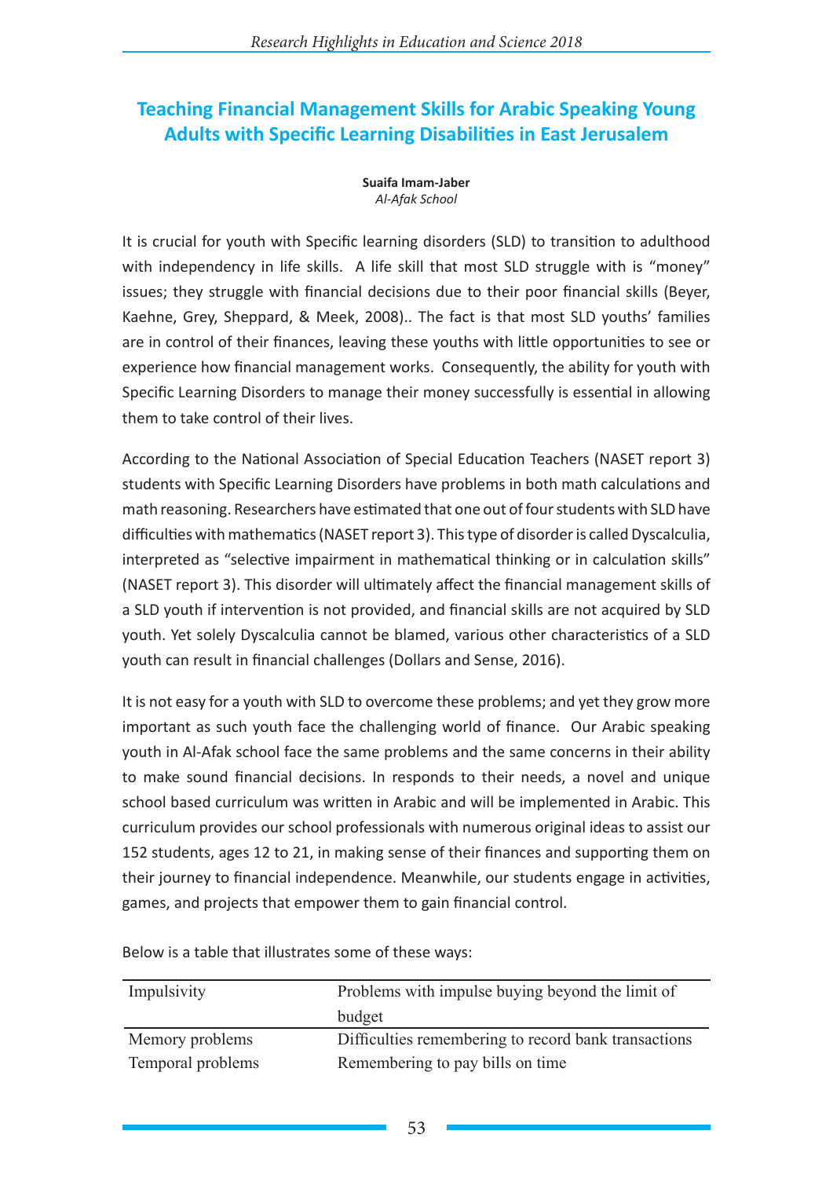# Teaching Financial Management Skills for Arabic Speaking Young Adults with Specific Learning Disabilities in East Jerusalem

**Suaifa Imam-Jaber**
*Al-Afak School*

It is crucial for youth with Specific learning disorders (SLD) to transition to adulthood with independency in life skills. A life skill that most SLD struggle with is "money" issues; they struggle with financial decisions due to their poor financial skills (Beyer, Kaehne, Grey, Sheppard, & Meek, 2008).. The fact is that most SLD youths' families are in control of their finances, leaving these youths with little opportunities to see or experience how financial management works. Consequently, the ability for youth with Specific Learning Disorders to manage their money successfully is essential in allowing them to take control of their lives.

According to the National Association of Special Education Teachers (NASET report 3) students with Specific Learning Disorders have problems in both math calculations and math reasoning. Researchers have estimated that one out of four students with SLD have difficulties with mathematics (NASET report 3). This type of disorder is called Dyscalculia, interpreted as "selective impairment in mathematical thinking or in calculation skills" (NASET report 3). This disorder will ultimately affect the financial management skills of a SLD youth if intervention is not provided, and financial skills are not acquired by SLD youth. Yet solely Dyscalculia cannot be blamed, various other characteristics of a SLD youth can result in financial challenges (Dollars and Sense, 2016).

It is not easy for a youth with SLD to overcome these problems; and yet they grow more important as such youth face the challenging world of finance. Our Arabic speaking youth in Al-Afak school face the same problems and the same concerns in their ability to make sound financial decisions. In responds to their needs, a novel and unique school based curriculum was written in Arabic and will be implemented in Arabic. This curriculum provides our school professionals with numerous original ideas to assist our 152 students, ages 12 to 21, in making sense of their finances and supporting them on their journey to financial independence. Meanwhile, our students engage in activities, games, and projects that empower them to gain financial control.

Below is a table that illustrates some of these ways:

| Impulsivity | Problems with impulse buying beyond the limit of budget |
|---|---|
| Memory problems | Difficulties remembering to record bank transactions |
| Temporal problems | Remembering to pay bills on time |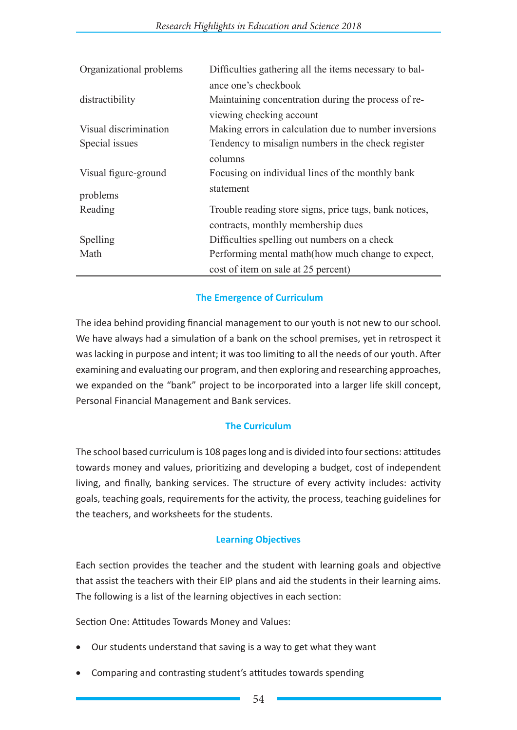| | |
|---|---|
| Organizational problems | Difficulties gathering all the items necessary to balance one's checkbook |
| distractibility | Maintaining concentration during the process of reviewing checking account |
| Visual discrimination | Making errors in calculation due to number inversions |
| Special issues | Tendency to misalign numbers in the check register columns |
| Visual figure-ground problems | Focusing on individual lines of the monthly bank statement |
| Reading | Trouble reading store signs, price tags, bank notices, contracts, monthly membership dues |
| Spelling | Difficulties spelling out numbers on a check |
| Math | Performing mental math(how much change to expect, cost of item on sale at 25 percent) |

## The Emergence of Curriculum

The idea behind providing financial management to our youth is not new to our school. We have always had a simulation of a bank on the school premises, yet in retrospect it was lacking in purpose and intent; it was too limiting to all the needs of our youth. After examining and evaluating our program, and then exploring and researching approaches, we expanded on the "bank" project to be incorporated into a larger life skill concept, Personal Financial Management and Bank services.

## The Curriculum

The school based curriculum is 108 pages long and is divided into four sections: attitudes towards money and values, prioritizing and developing a budget, cost of independent living, and finally, banking services. The structure of every activity includes: activity goals, teaching goals, requirements for the activity, the process, teaching guidelines for the teachers, and worksheets for the students.

## Learning Objectives

Each section provides the teacher and the student with learning goals and objective that assist the teachers with their EIP plans and aid the students in their learning aims. The following is a list of the learning objectives in each section:

Section One: Attitudes Towards Money and Values:

- Our students understand that saving is a way to get what they want
- Comparing and contrasting student's attitudes towards spending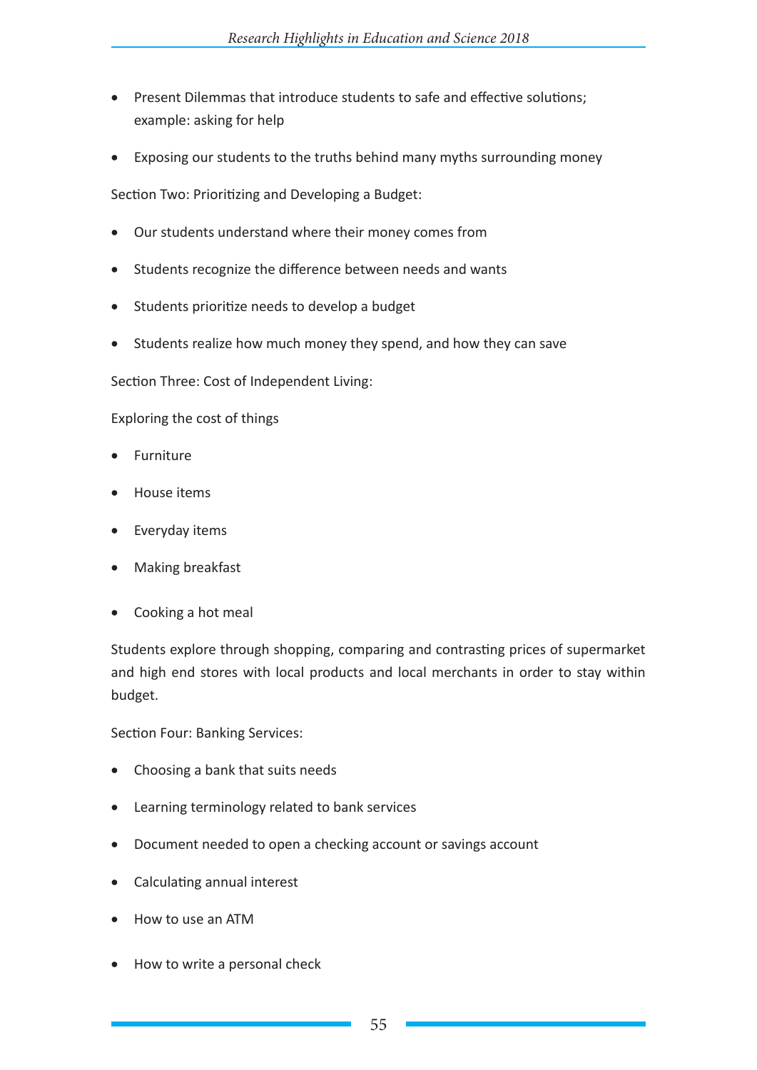- Present Dilemmas that introduce students to safe and effective solutions; example: asking for help
- Exposing our students to the truths behind many myths surrounding money

Section Two: Prioritizing and Developing a Budget:

- Our students understand where their money comes from
- Students recognize the difference between needs and wants
- Students prioritize needs to develop a budget
- Students realize how much money they spend, and how they can save

Section Three: Cost of Independent Living:

Exploring the cost of things

- Furniture
- House items
- Everyday items
- Making breakfast
- Cooking a hot meal

Students explore through shopping, comparing and contrasting prices of supermarket and high end stores with local products and local merchants in order to stay within budget.

Section Four: Banking Services:

- Choosing a bank that suits needs
- Learning terminology related to bank services
- Document needed to open a checking account or savings account
- Calculating annual interest
- How to use an ATM
- How to write a personal check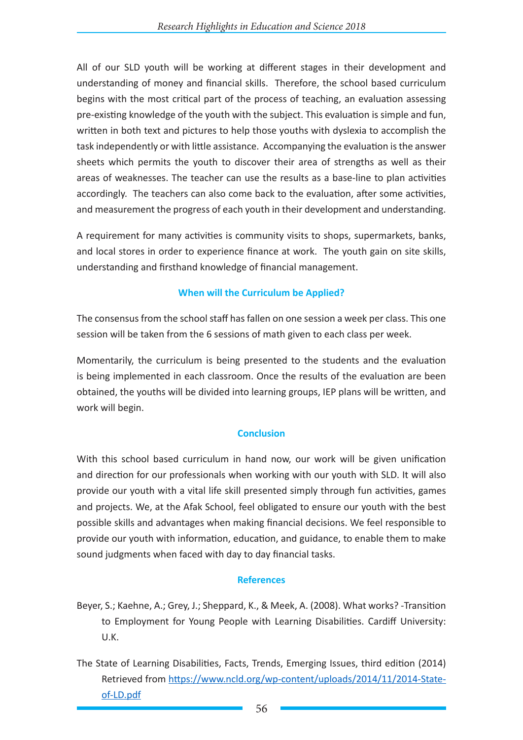All of our SLD youth will be working at different stages in their development and understanding of money and financial skills. Therefore, the school based curriculum begins with the most critical part of the process of teaching, an evaluation assessing pre-existing knowledge of the youth with the subject. This evaluation is simple and fun, written in both text and pictures to help those youths with dyslexia to accomplish the task independently or with little assistance. Accompanying the evaluation is the answer sheets which permits the youth to discover their area of strengths as well as their areas of weaknesses. The teacher can use the results as a base-line to plan activities accordingly. The teachers can also come back to the evaluation, after some activities, and measurement the progress of each youth in their development and understanding.

A requirement for many activities is community visits to shops, supermarkets, banks, and local stores in order to experience finance at work. The youth gain on site skills, understanding and firsthand knowledge of financial management.

### When will the Curriculum be Applied?

The consensus from the school staff has fallen on one session a week per class. This one session will be taken from the 6 sessions of math given to each class per week.

Momentarily, the curriculum is being presented to the students and the evaluation is being implemented in each classroom. Once the results of the evaluation are been obtained, the youths will be divided into learning groups, IEP plans will be written, and work will begin.

### Conclusion

With this school based curriculum in hand now, our work will be given unification and direction for our professionals when working with our youth with SLD. It will also provide our youth with a vital life skill presented simply through fun activities, games and projects. We, at the Afak School, feel obligated to ensure our youth with the best possible skills and advantages when making financial decisions. We feel responsible to provide our youth with information, education, and guidance, to enable them to make sound judgments when faced with day to day financial tasks.

### References

Beyer, S.; Kaehne, A.; Grey, J.; Sheppard, K., & Meek, A. (2008). What works? -Transition to Employment for Young People with Learning Disabilities. Cardiff University: U.K.

The State of Learning Disabilities, Facts, Trends, Emerging Issues, third edition (2014) Retrieved from https://www.ncld.org/wp-content/uploads/2014/11/2014-State-of-LD.pdf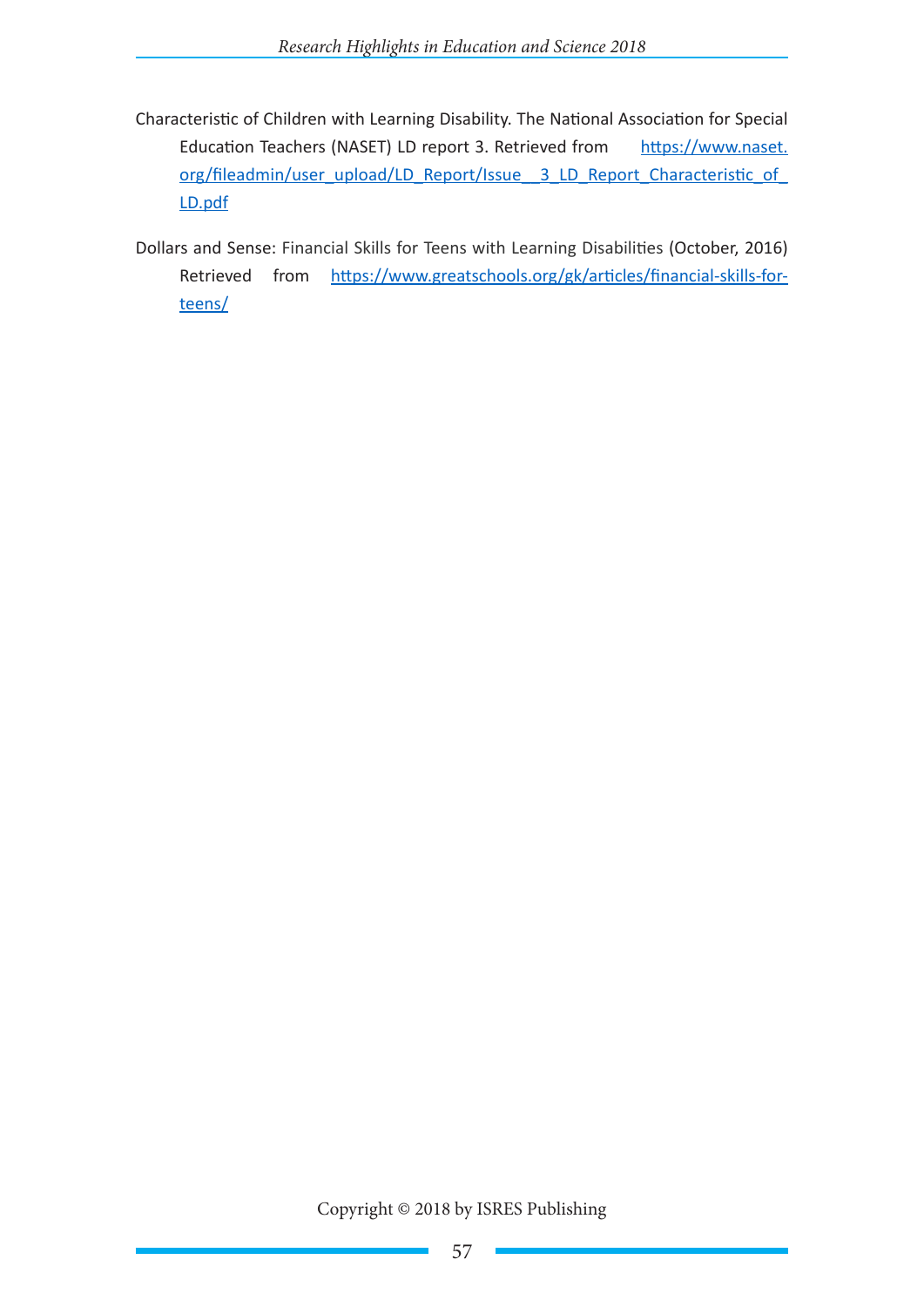Characteristic of Children with Learning Disability. The National Association for Special Education Teachers (NASET) LD report 3. Retrieved from https://www.naset.org/fileadmin/user_upload/LD_Report/Issue__3_LD_Report_Characteristic_of_LD.pdf

Dollars and Sense: Financial Skills for Teens with Learning Disabilities (October, 2016) Retrieved from https://www.greatschools.org/gk/articles/financial-skills-for-teens/